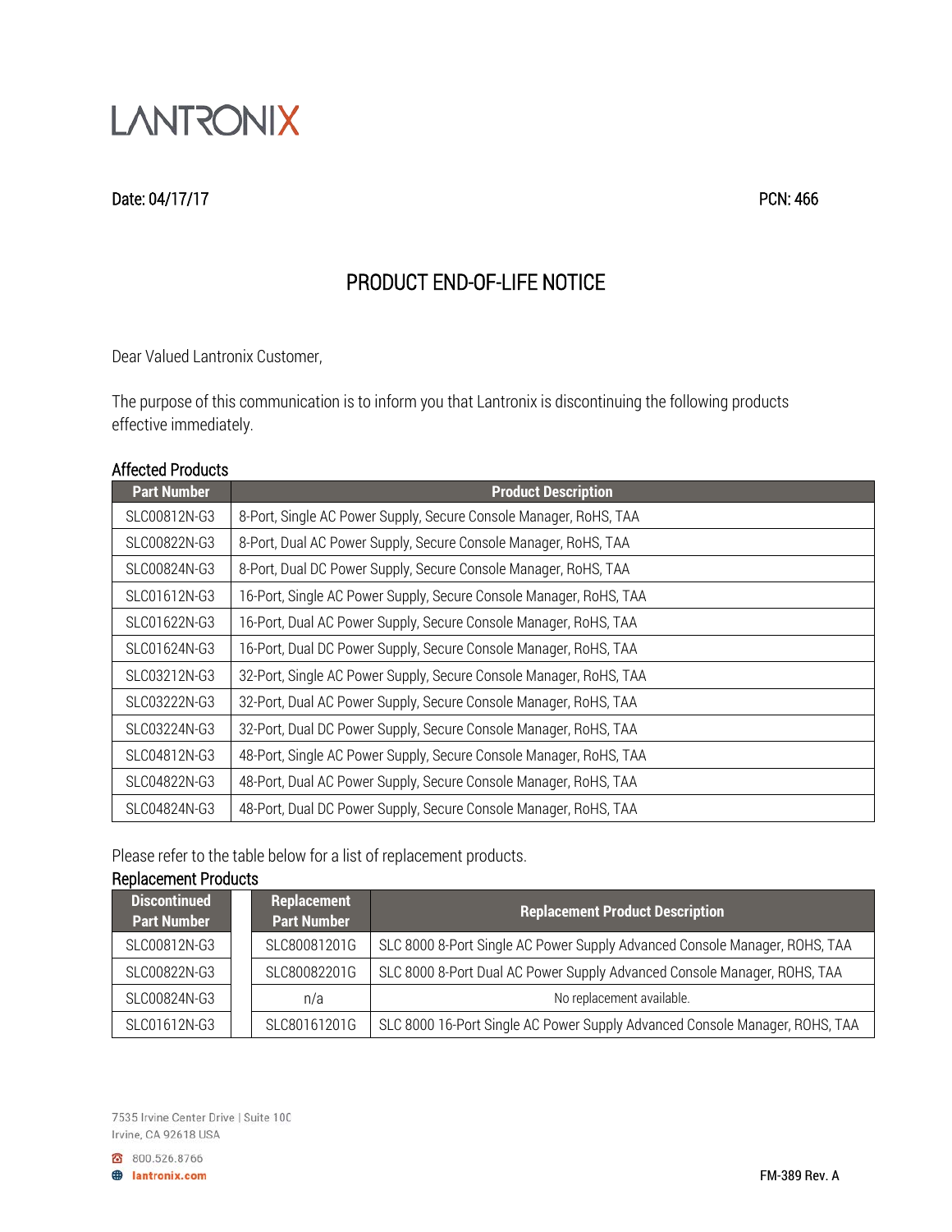LANTRONIX

Date: 04/17/17 PCN: 466

# PRODUCT END-OF-LIFE NOTICE

Dear Valued Lantronix Customer,

The purpose of this communication is to inform you that Lantronix is discontinuing the following products effective immediately.

## Affected Products

| Part Number | Product Description |
|---|---|
| SLC00812N-G3 | 8-Port, Single AC Power Supply, Secure Console Manager, RoHS, TAA |
| SLC00822N-G3 | 8-Port, Dual AC Power Supply, Secure Console Manager, RoHS, TAA |
| SLC00824N-G3 | 8-Port, Dual DC Power Supply, Secure Console Manager, RoHS, TAA |
| SLC01612N-G3 | 16-Port, Single AC Power Supply, Secure Console Manager, RoHS, TAA |
| SLC01622N-G3 | 16-Port, Dual AC Power Supply, Secure Console Manager, RoHS, TAA |
| SLC01624N-G3 | 16-Port, Dual DC Power Supply, Secure Console Manager, RoHS, TAA |
| SLC03212N-G3 | 32-Port, Single AC Power Supply, Secure Console Manager, RoHS, TAA |
| SLC03222N-G3 | 32-Port, Dual AC Power Supply, Secure Console Manager, RoHS, TAA |
| SLC03224N-G3 | 32-Port, Dual DC Power Supply, Secure Console Manager, RoHS, TAA |
| SLC04812N-G3 | 48-Port, Single AC Power Supply, Secure Console Manager, RoHS, TAA |
| SLC04822N-G3 | 48-Port, Dual AC Power Supply, Secure Console Manager, RoHS, TAA |
| SLC04824N-G3 | 48-Port, Dual DC Power Supply, Secure Console Manager, RoHS, TAA |

Please refer to the table below for a list of replacement products.

## Replacement Products

| Discontinued Part Number | | Replacement Part Number | Replacement Product Description |
|---|---|---|---|
| SLC00812N-G3 | | SLC80081201G | SLC 8000 8-Port Single AC Power Supply Advanced Console Manager, ROHS, TAA |
| SLC00822N-G3 | | SLC80082201G | SLC 8000 8-Port Dual AC Power Supply Advanced Console Manager, ROHS, TAA |
| SLC00824N-G3 | | n/a | No replacement available. |
| SLC01612N-G3 | | SLC80161201G | SLC 8000 16-Port Single AC Power Supply Advanced Console Manager, ROHS, TAA |

7535 Irvine Center Drive | Suite 100
Irvine, CA 92618 USA

800.526.8766
lantronix.com

FM-389 Rev. A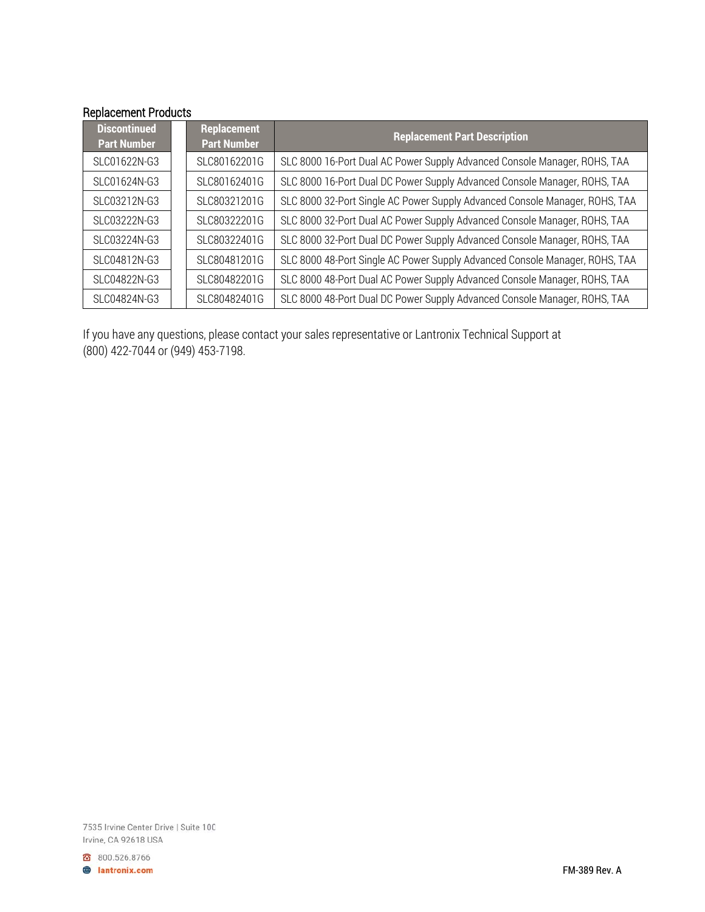### Replacement Products

| Discontinued Part Number | | Replacement Part Number | Replacement Part Description |
|---|---|---|---|
| SLC01622N-G3 | | SLC80162201G | SLC 8000 16-Port Dual AC Power Supply Advanced Console Manager, ROHS, TAA |
| SLC01624N-G3 | | SLC80162401G | SLC 8000 16-Port Dual DC Power Supply Advanced Console Manager, ROHS, TAA |
| SLC03212N-G3 | | SLC80321201G | SLC 8000 32-Port Single AC Power Supply Advanced Console Manager, ROHS, TAA |
| SLC03222N-G3 | | SLC80322201G | SLC 8000 32-Port Dual AC Power Supply Advanced Console Manager, ROHS, TAA |
| SLC03224N-G3 | | SLC80322401G | SLC 8000 32-Port Dual DC Power Supply Advanced Console Manager, ROHS, TAA |
| SLC04812N-G3 | | SLC80481201G | SLC 8000 48-Port Single AC Power Supply Advanced Console Manager, ROHS, TAA |
| SLC04822N-G3 | | SLC80482201G | SLC 8000 48-Port Dual AC Power Supply Advanced Console Manager, ROHS, TAA |
| SLC04824N-G3 | | SLC80482401G | SLC 8000 48-Port Dual DC Power Supply Advanced Console Manager, ROHS, TAA |

If you have any questions, please contact your sales representative or Lantronix Technical Support at (800) 422-7044 or (949) 453-7198.

7535 Irvine Center Drive | Suite 100
Irvine, CA 92618 USA

800.526.8766
lantronix.com

FM-389 Rev. A